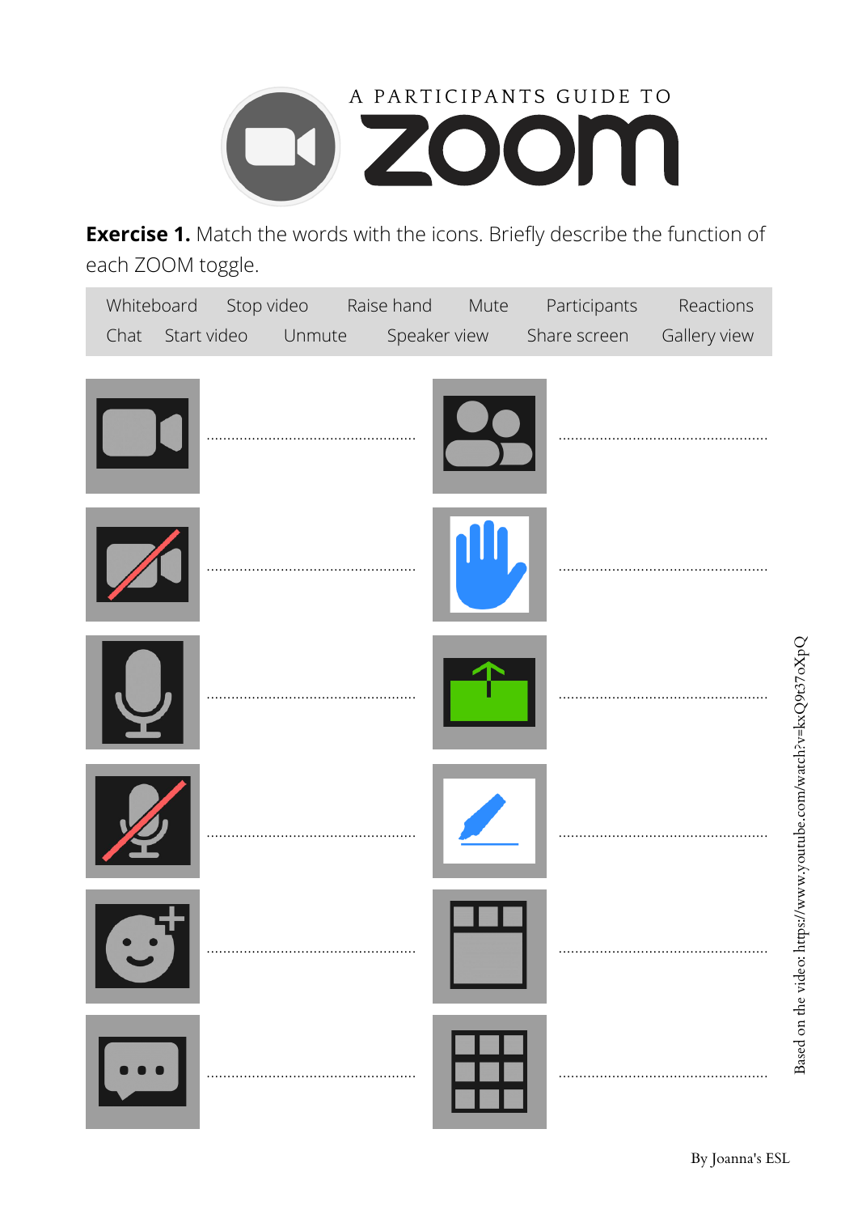# A PARTICIPANTS GUIDE TO ZOOM

**Exercise 1.** Match the words with the icons. Briefly describe the function of each ZOOM toggle.

| | | | | | |
|---|---|---|---|---|---|
| Whiteboard | Stop video | Raise hand | Mute | Participants | Reactions |
| Chat | Start video | Unmute | Speaker view | Share screen | Gallery view |

....................................................... ......................................................

....................................................... ......................................................

....................................................... ......................................................

....................................................... ......................................................

....................................................... ......................................................

....................................................... ......................................................

Based on the video: https://www.youtube.com/watch?v=kxQ9t37oXpQ

By Joanna's ESL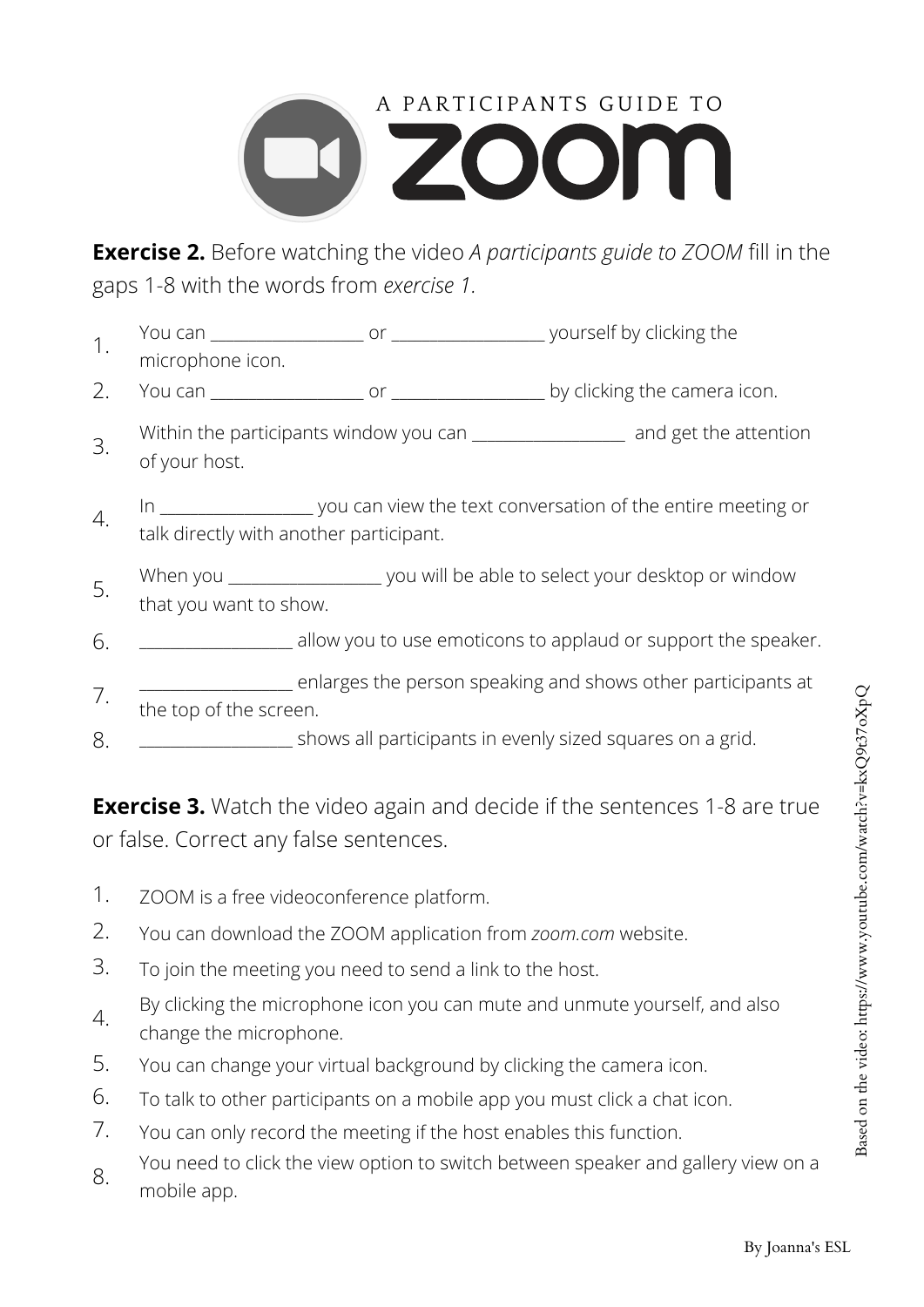# A PARTICIPANTS GUIDE TO ZOOM

**Exercise 2.** Before watching the video *A participants guide to ZOOM* fill in the gaps 1-8 with the words from *exercise 1*.

1. You can _________________ or _________________ yourself by clicking the microphone icon.
2. You can _________________ or _________________ by clicking the camera icon.
3. Within the participants window you can _________________ and get the attention of your host.
4. In _________________ you can view the text conversation of the entire meeting or talk directly with another participant.
5. When you _________________ you will be able to select your desktop or window that you want to show.
6. _________________ allow you to use emoticons to applaud or support the speaker.
7. _________________ enlarges the person speaking and shows other participants at the top of the screen.
8. _________________ shows all participants in evenly sized squares on a grid.

**Exercise 3.** Watch the video again and decide if the sentences 1-8 are true or false. Correct any false sentences.

1. ZOOM is a free videoconference platform.
2. You can download the ZOOM application from *zoom.com* website.
3. To join the meeting you need to send a link to the host.
4. By clicking the microphone icon you can mute and unmute yourself, and also change the microphone.
5. You can change your virtual background by clicking the camera icon.
6. To talk to other participants on a mobile app you must click a chat icon.
7. You can only record the meeting if the host enables this function.
8. You need to click the view option to switch between speaker and gallery view on a mobile app.

Based on the video: https://www.youtube.com/watch?v=kxQ9t37oXpQ

By Joanna's ESL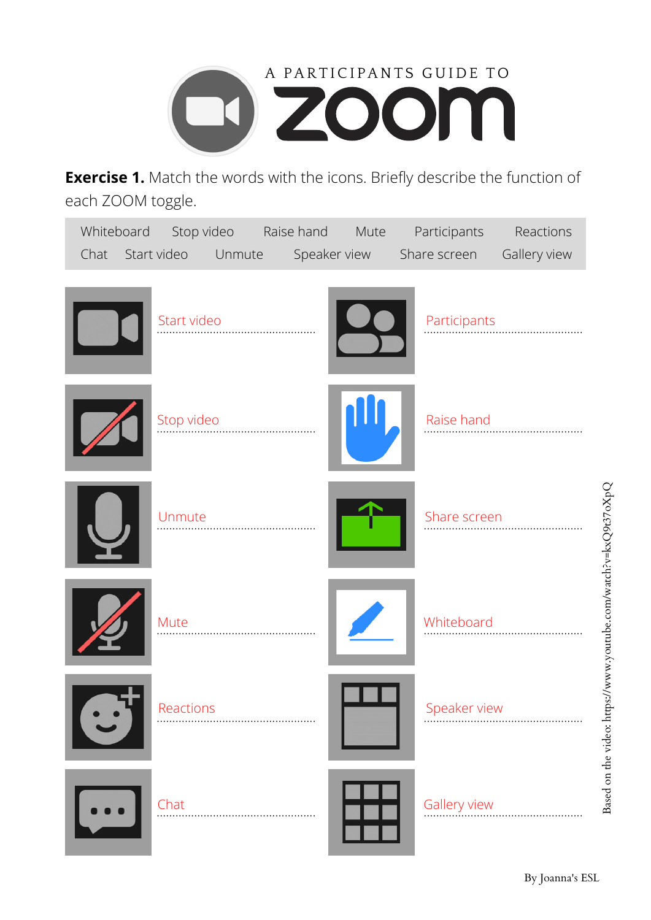# A PARTICIPANTS GUIDE TO ZOOM

**Exercise 1.** Match the words with the icons. Briefly describe the function of each ZOOM toggle.

| Whiteboard | Stop video | Raise hand | Mute | Participants | Reactions |
|---|---|---|---|---|---|
| Chat | Start video | Unmute | Speaker view | Share screen | Gallery view |

Start video ..........................................

Participants ..........................................

Stop video ..........................................

Raise hand ..........................................

Unmute ..........................................

Share screen ..........................................

Mute ..........................................

Whiteboard ..........................................

Reactions ..........................................

Speaker view ..........................................

Chat ..........................................

Gallery view ..........................................

Based on the video: https://www.youtube.com/watch?v=kxQ9r37oXpQ

By Joanna's ESL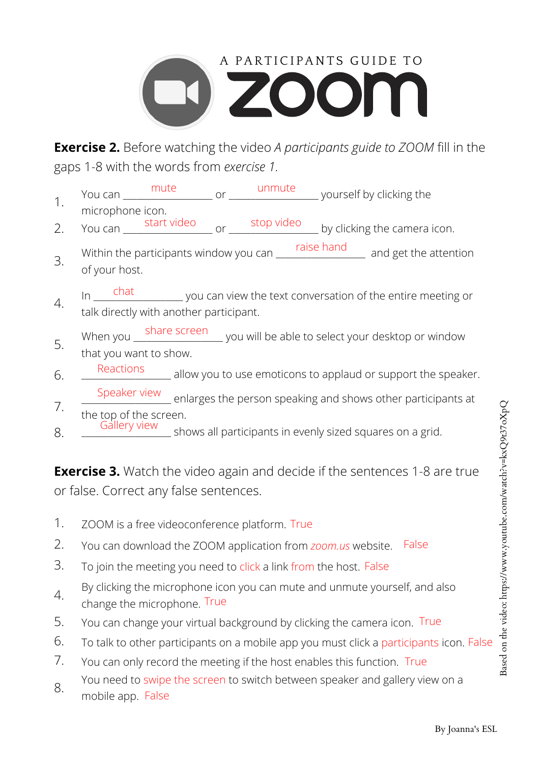A PARTICIPANTS GUIDE TO

# ZOOM

**Exercise 2.** Before watching the video *A participants guide to ZOOM* fill in the gaps 1-8 with the words from *exercise 1*.

1. You can ___mute___ or ___unmute___ yourself by clicking the microphone icon.
2. You can ___start video___ or ___stop video___ by clicking the camera icon.
3. Within the participants window you can ___raise hand___ and get the attention of your host.
4. In ___chat___ you can view the text conversation of the entire meeting or talk directly with another participant.
5. When you ___share screen___ you will be able to select your desktop or window that you want to show.
6. ___Reactions___ allow you to use emoticons to applaud or support the speaker.
7. ___Speaker view___ enlarges the person speaking and shows other participants at the top of the screen.
8. ___Gallery view___ shows all participants in evenly sized squares on a grid.

**Exercise 3.** Watch the video again and decide if the sentences 1-8 are true or false. Correct any false sentences.

1. ZOOM is a free videoconference platform. True
2. You can download the ZOOM application from *zoom.us* website. False
3. To join the meeting you need to click a link from the host. False
4. By clicking the microphone icon you can mute and unmute yourself, and also change the microphone. True
5. You can change your virtual background by clicking the camera icon. True
6. To talk to other participants on a mobile app you must click a participants icon. False
7. You can only record the meeting if the host enables this function. True
8. You need to swipe the screen to switch between speaker and gallery view on a mobile app. False

Based on the video: https://www.youtube.com/watch?v=kxQ9t37oXpQ

By Joanna's ESL